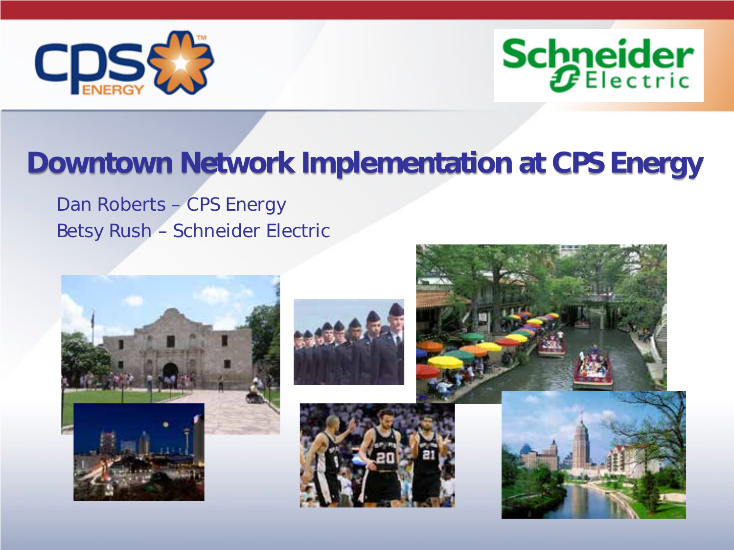# Downtown Network Implementation at CPS Energy

Dan Roberts – CPS Energy

Betsy Rush – Schneider Electric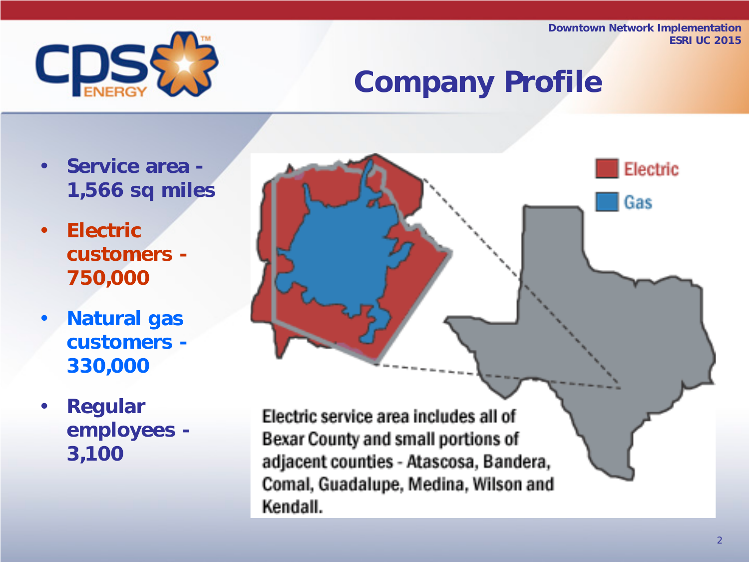# Company Profile

- **Service area - 1,566 sq miles**
- **Electric customers - 750,000**
- **Natural gas customers - 330,000**
- **Regular employees - 3,100**

Electric

Gas

Electric service area includes all of Bexar County and small portions of adjacent counties - Atascosa, Bandera, Comal, Guadalupe, Medina, Wilson and Kendall.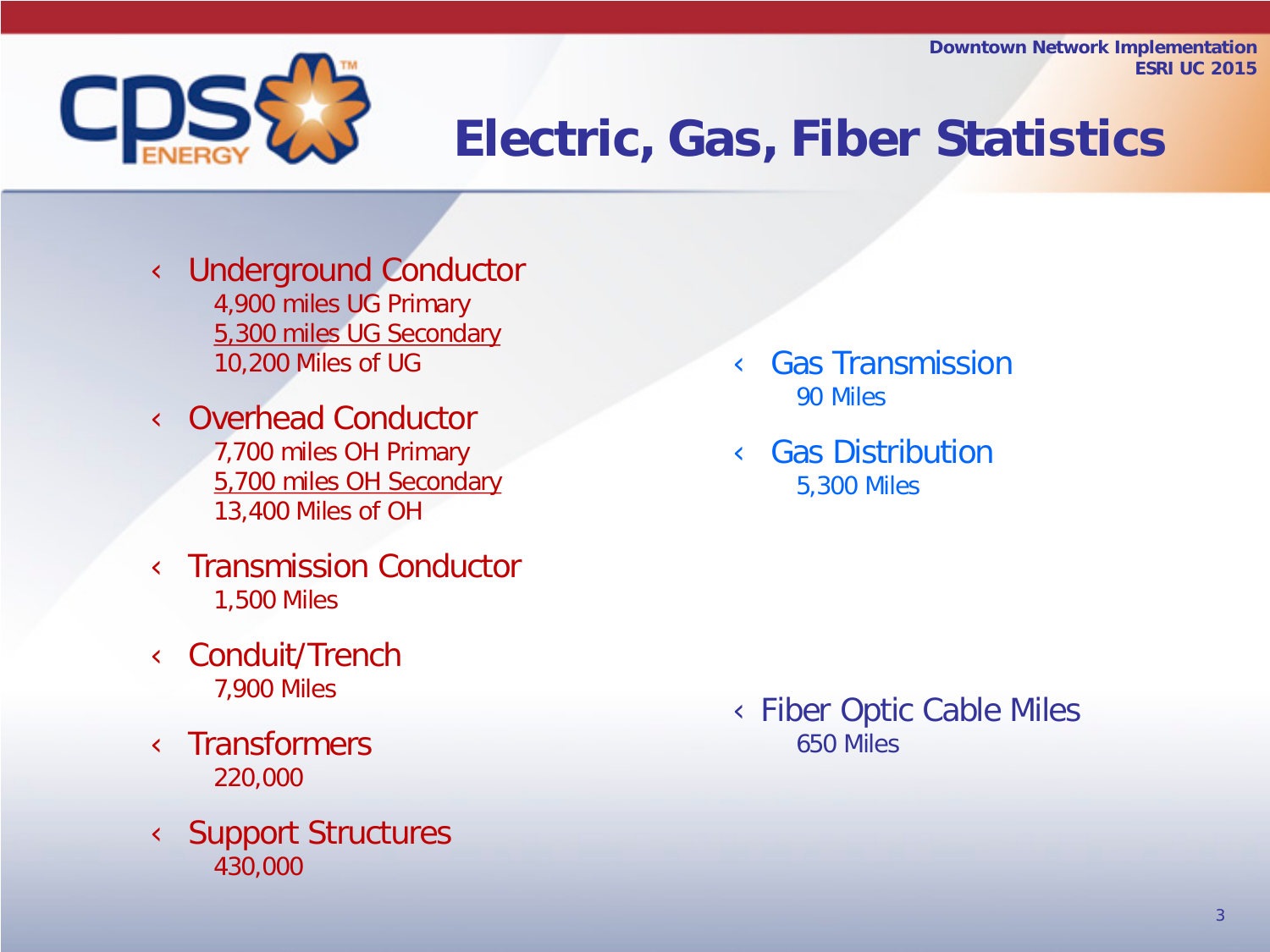# Electric, Gas, Fiber Statistics

- Underground Conductor
  - 4,900 miles UG Primary
  - 5,300 miles UG Secondary
  - 10,200 Miles of UG
- Overhead Conductor
  - 7,700 miles OH Primary
  - 5,700 miles OH Secondary
  - 13,400 Miles of OH
- Transmission Conductor
  - 1,500 Miles
- Conduit/Trench
  - 7,900 Miles
- Transformers
  - 220,000
- Support Structures
  - 430,000

- Gas Transmission
  - 90 Miles
- Gas Distribution
  - 5,300 Miles

- Fiber Optic Cable Miles
  - 650 Miles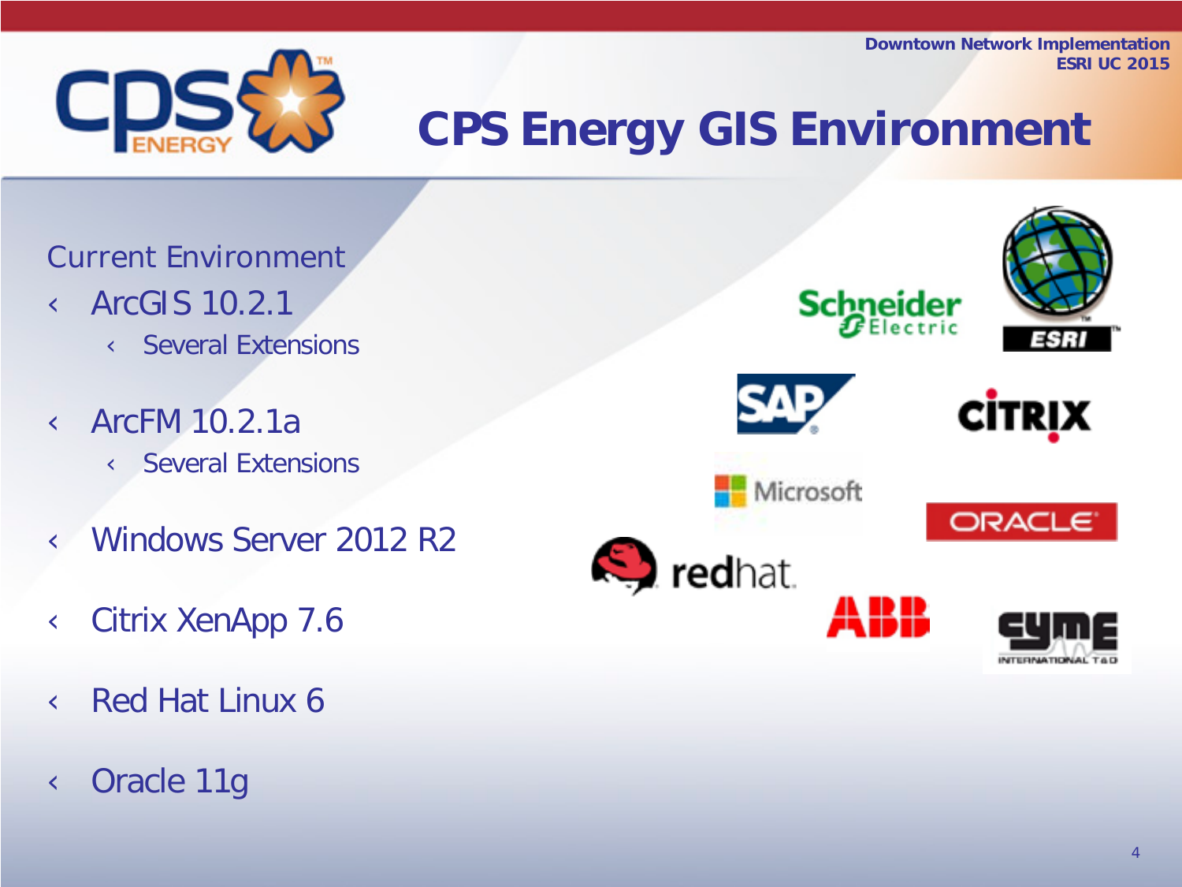# CPS Energy GIS Environment

Current Environment

- ArcGIS 10.2.1
  - Several Extensions
- ArcFM 10.2.1a
  - Several Extensions
- Windows Server 2012 R2
- Citrix XenApp 7.6
- Red Hat Linux 6
- Oracle 11g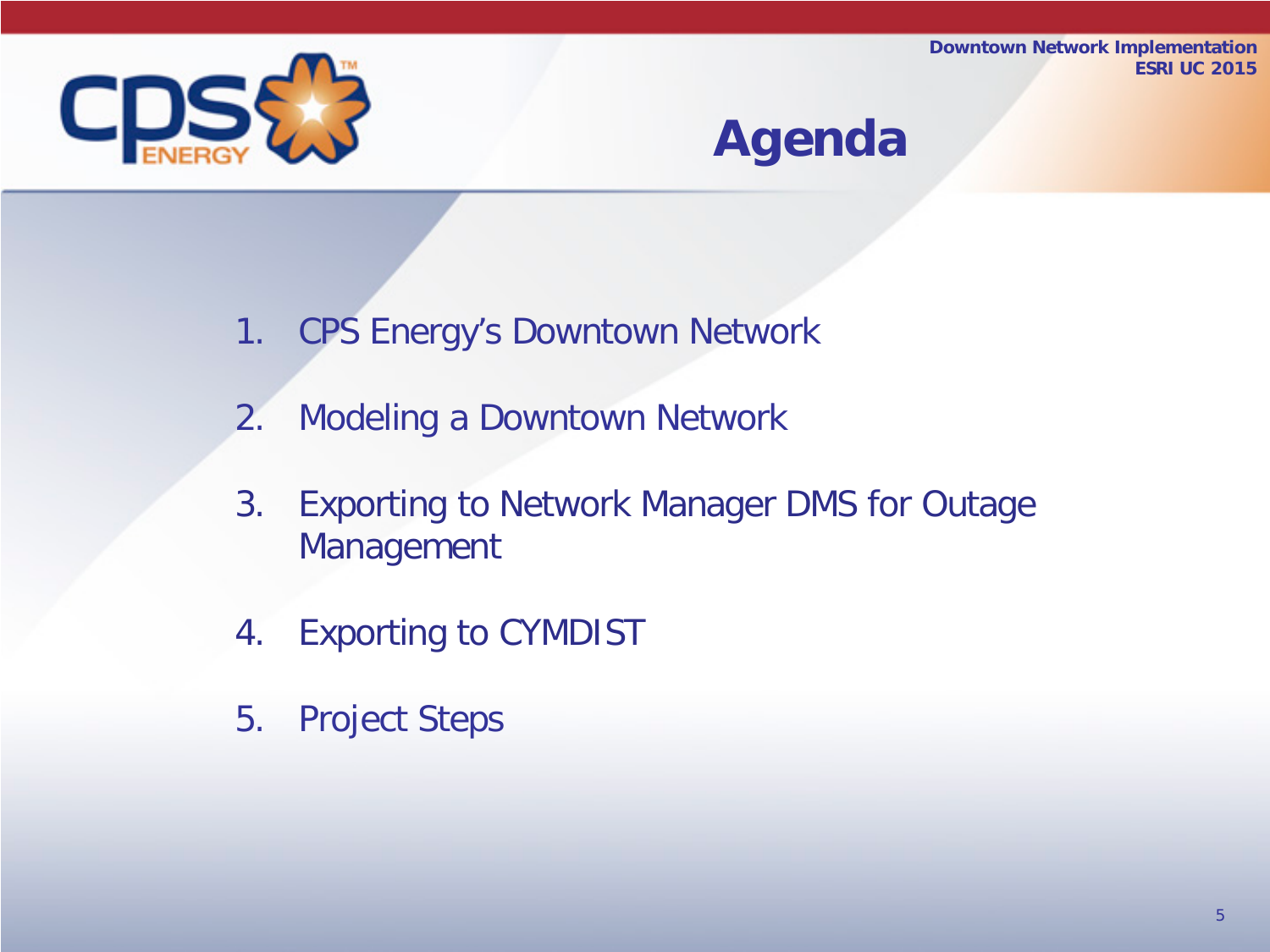# Agenda

1. CPS Energy's Downtown Network
2. Modeling a Downtown Network
3. Exporting to Network Manager DMS for Outage Management
4. Exporting to CYMDIST
5. Project Steps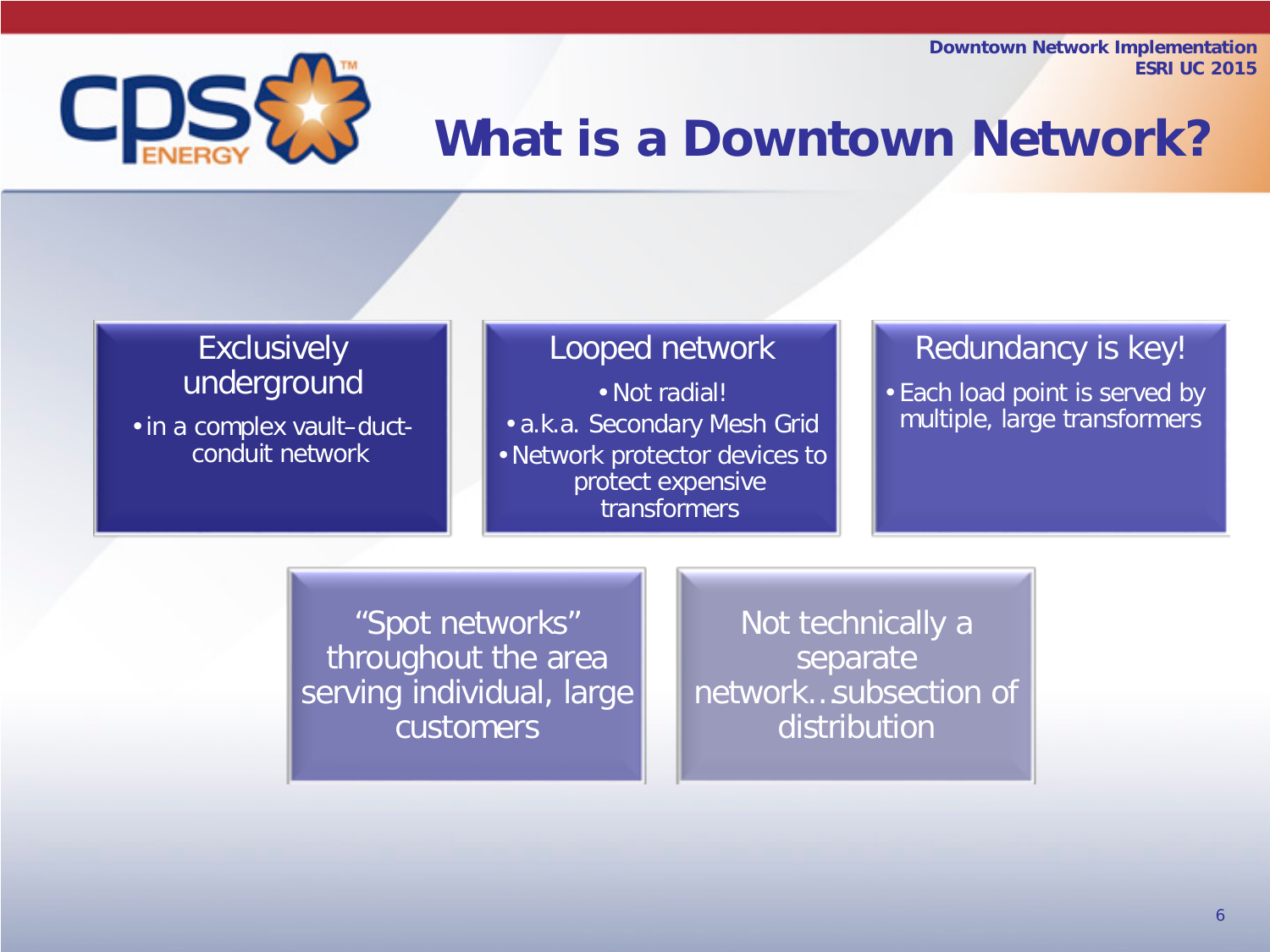# What is a Downtown Network?

## Exclusively underground

- in a complex vault–duct-conduit network

## Looped network

- Not radial!
- a.k.a. Secondary Mesh Grid
- Network protector devices to protect expensive transformers

## Redundancy is key!

- Each load point is served by multiple, large transformers

## "Spot networks" throughout the area serving individual, large customers

## Not technically a separate network…subsection of distribution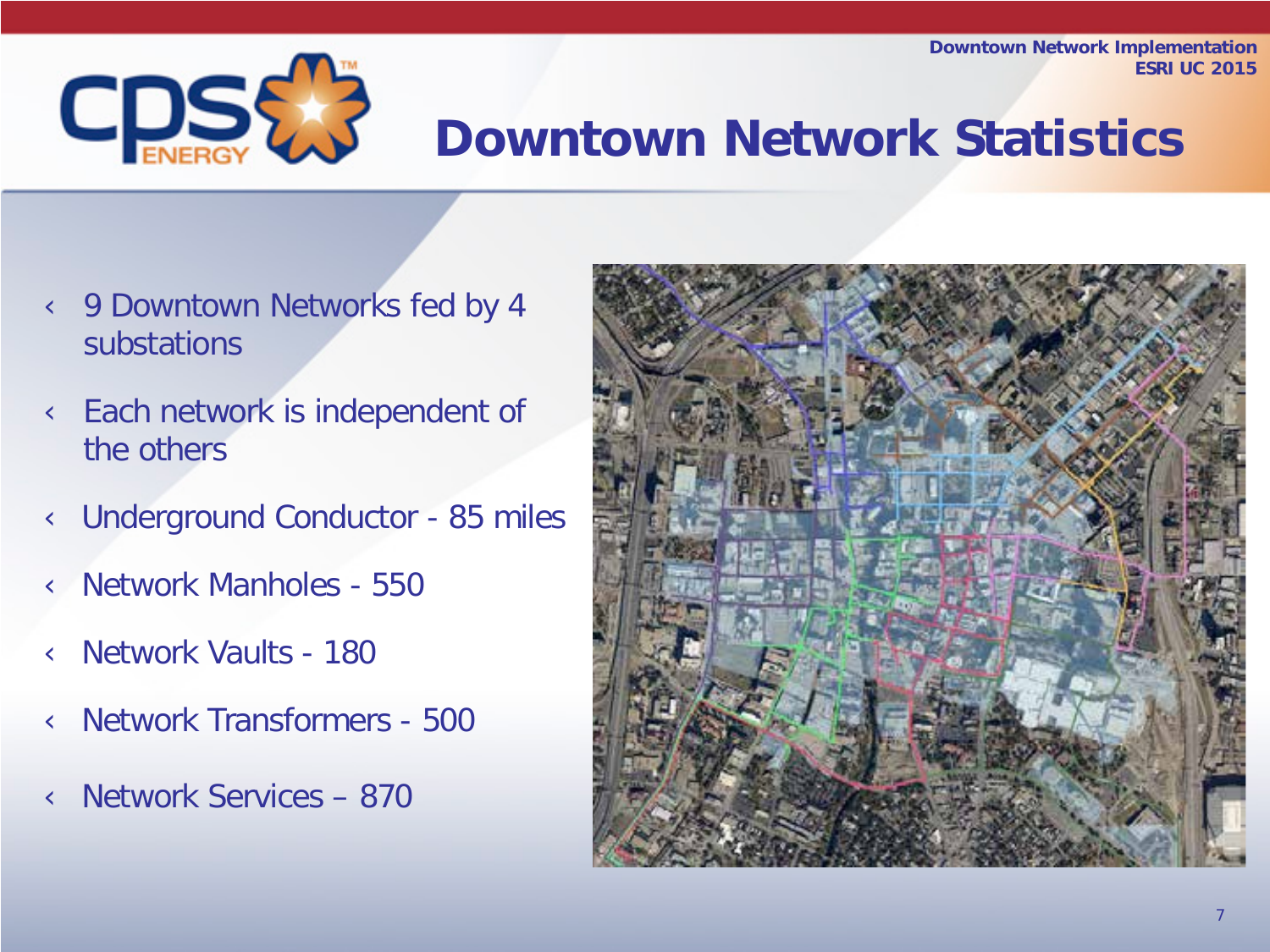# Downtown Network Statistics

- 9 Downtown Networks fed by 4 substations
- Each network is independent of the others
- Underground Conductor - 85 miles
- Network Manholes - 550
- Network Vaults - 180
- Network Transformers - 500
- Network Services – 870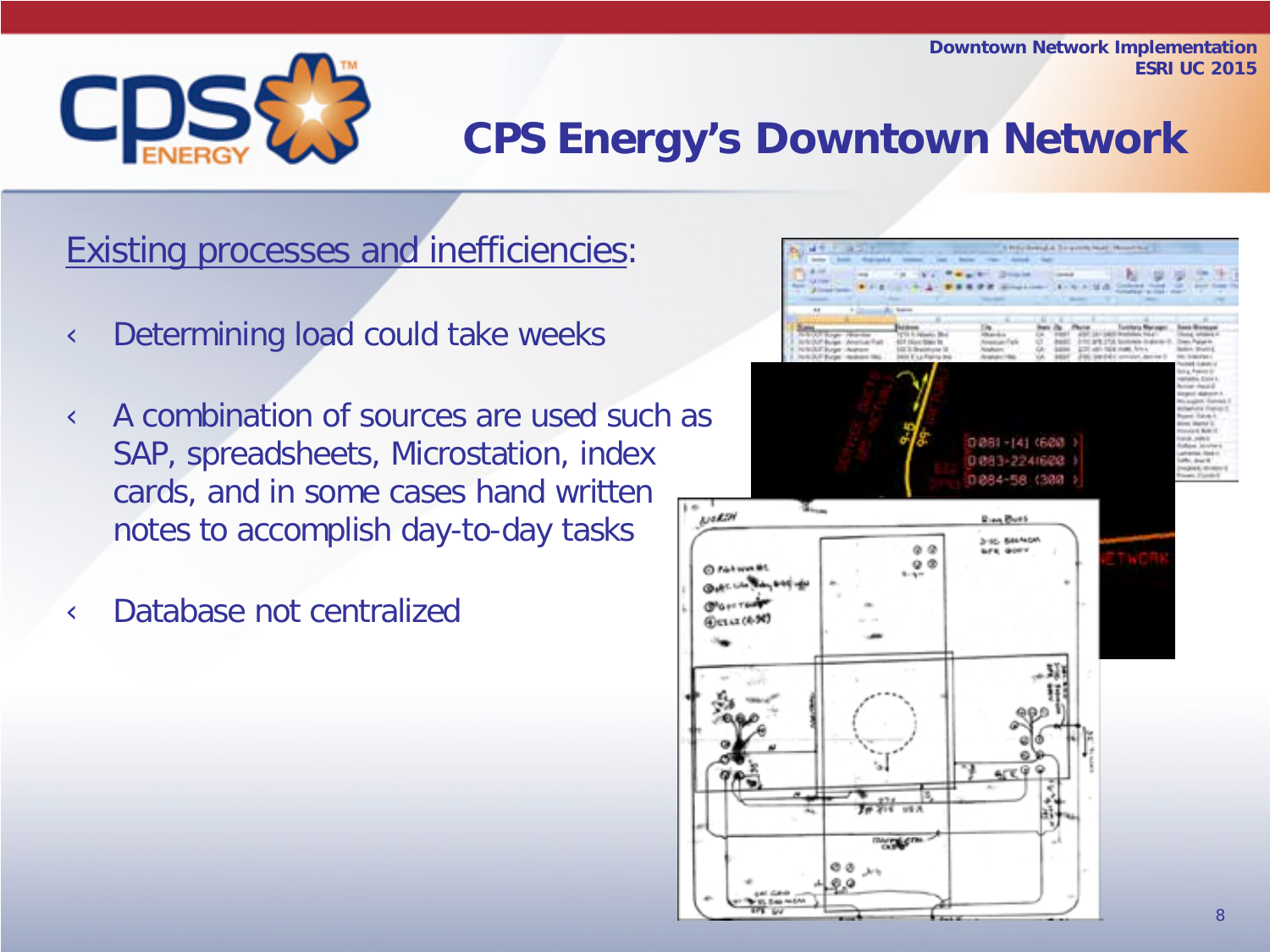# CPS Energy's Downtown Network

Existing processes and inefficiencies:

- Determining load could take weeks
- A combination of sources are used such as SAP, spreadsheets, Microstation, index cards, and in some cases hand written notes to accomplish day-to-day tasks
- Database not centralized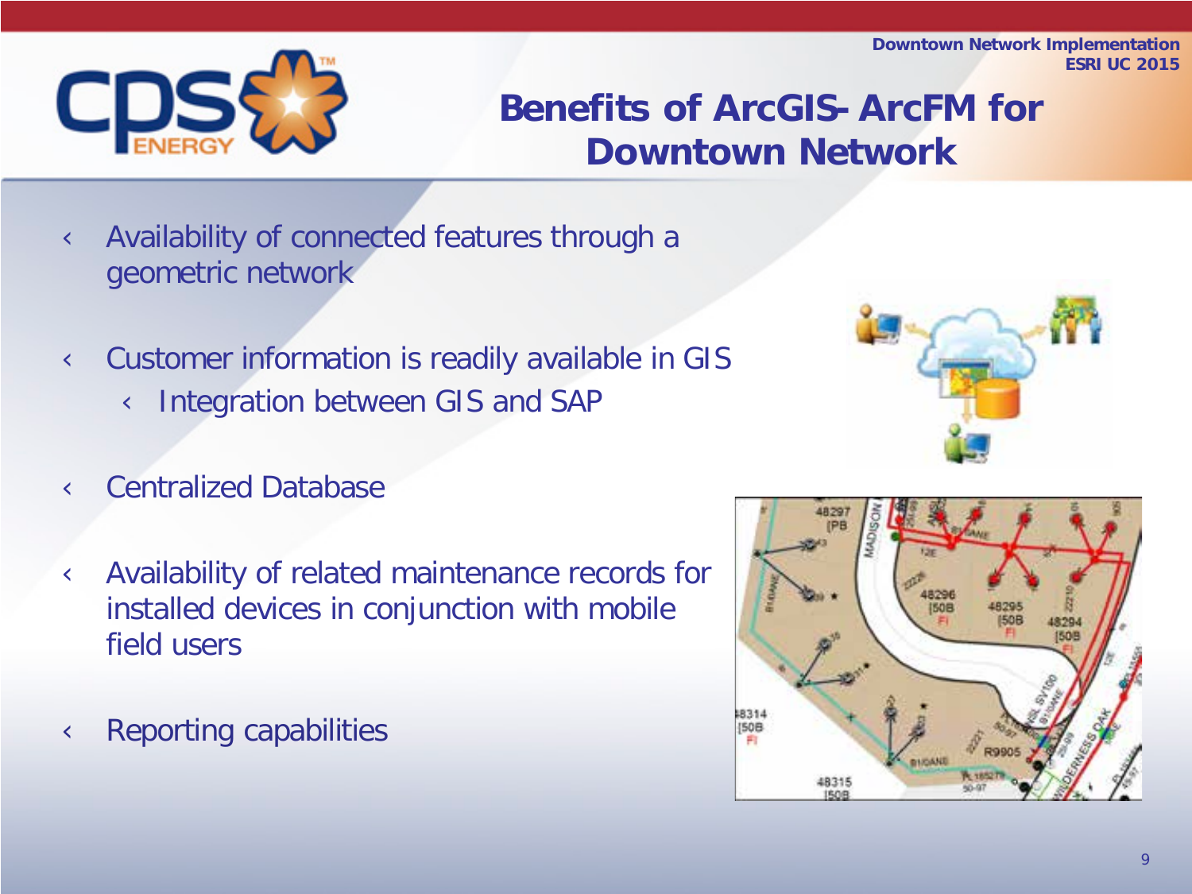## Benefits of ArcGIS- ArcFM for Downtown Network

- Availability of connected features through a geometric network
- Customer information is readily available in GIS
  - Integration between GIS and SAP
- Centralized Database
- Availability of related maintenance records for installed devices in conjunction with mobile field users
- Reporting capabilities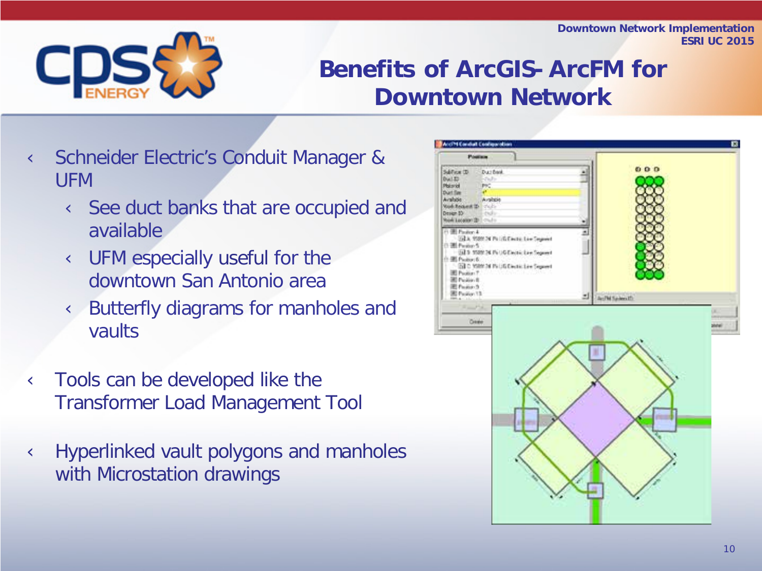## Benefits of ArcGIS- ArcFM for Downtown Network

- Schneider Electric's Conduit Manager & UFM
  - See duct banks that are occupied and available
  - UFM especially useful for the downtown San Antonio area
  - Butterfly diagrams for manholes and vaults
- Tools can be developed like the Transformer Load Management Tool
- Hyperlinked vault polygons and manholes with Microstation drawings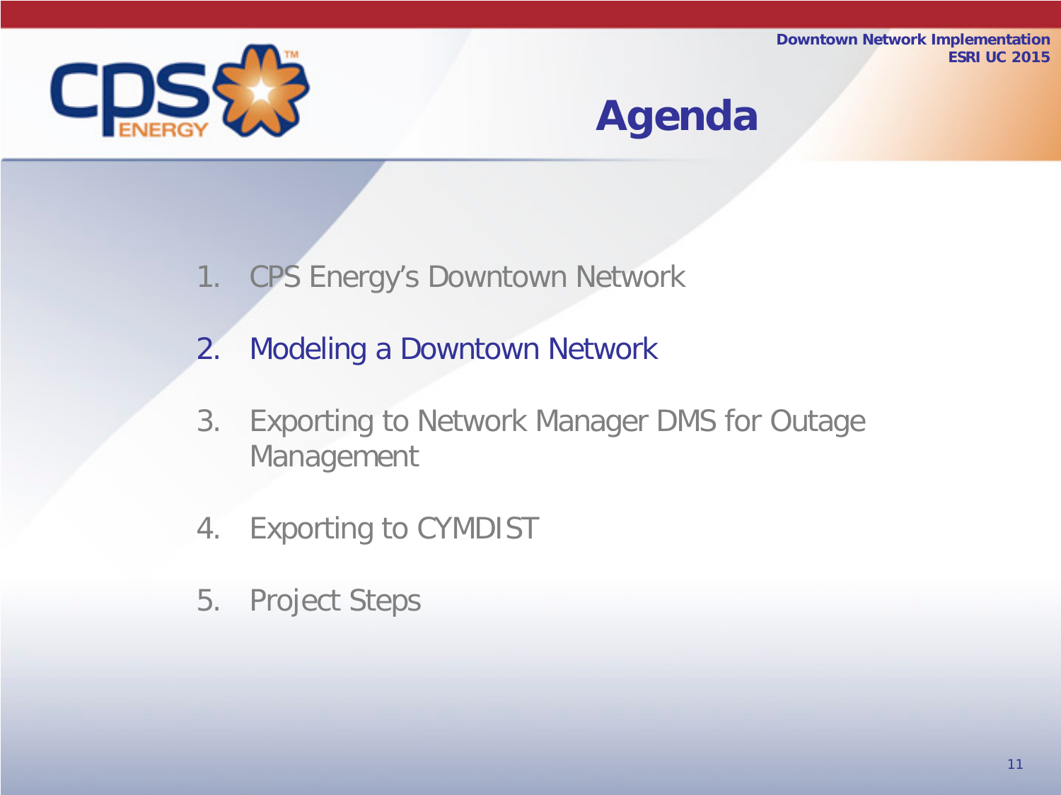# Agenda

1. CPS Energy's Downtown Network
2. Modeling a Downtown Network
3. Exporting to Network Manager DMS for Outage Management
4. Exporting to CYMDIST
5. Project Steps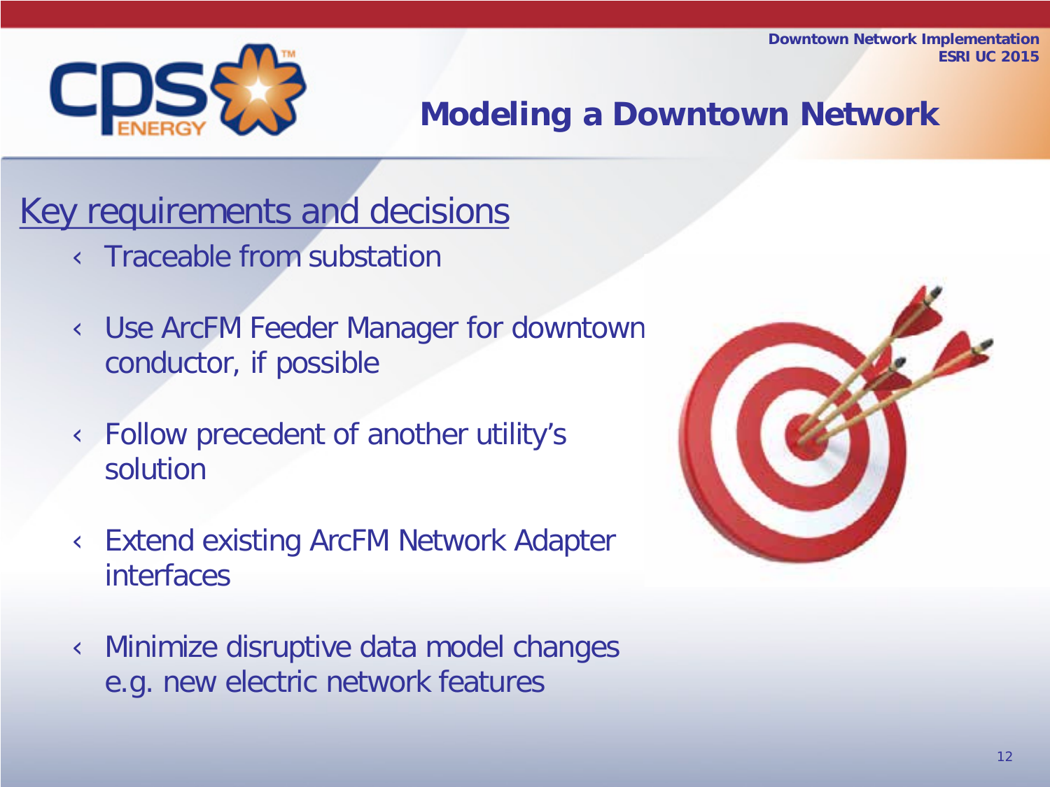# Modeling a Downtown Network

## Key requirements and decisions

- Traceable from substation
- Use ArcFM Feeder Manager for downtown conductor, if possible
- Follow precedent of another utility's solution
- Extend existing ArcFM Network Adapter interfaces
- Minimize disruptive data model changes e.g. new electric network features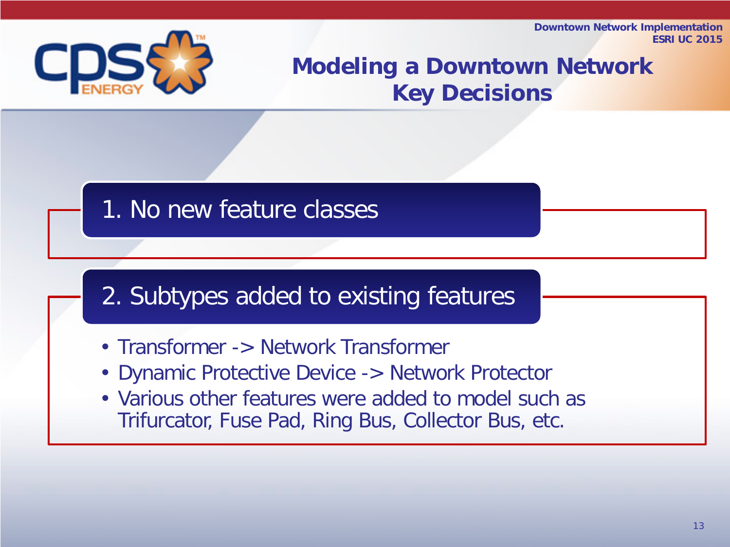# Modeling a Downtown Network Key Decisions

## 1. No new feature classes

## 2. Subtypes added to existing features

- Transformer -> Network Transformer
- Dynamic Protective Device -> Network Protector
- Various other features were added to model such as Trifurcator, Fuse Pad, Ring Bus, Collector Bus, etc.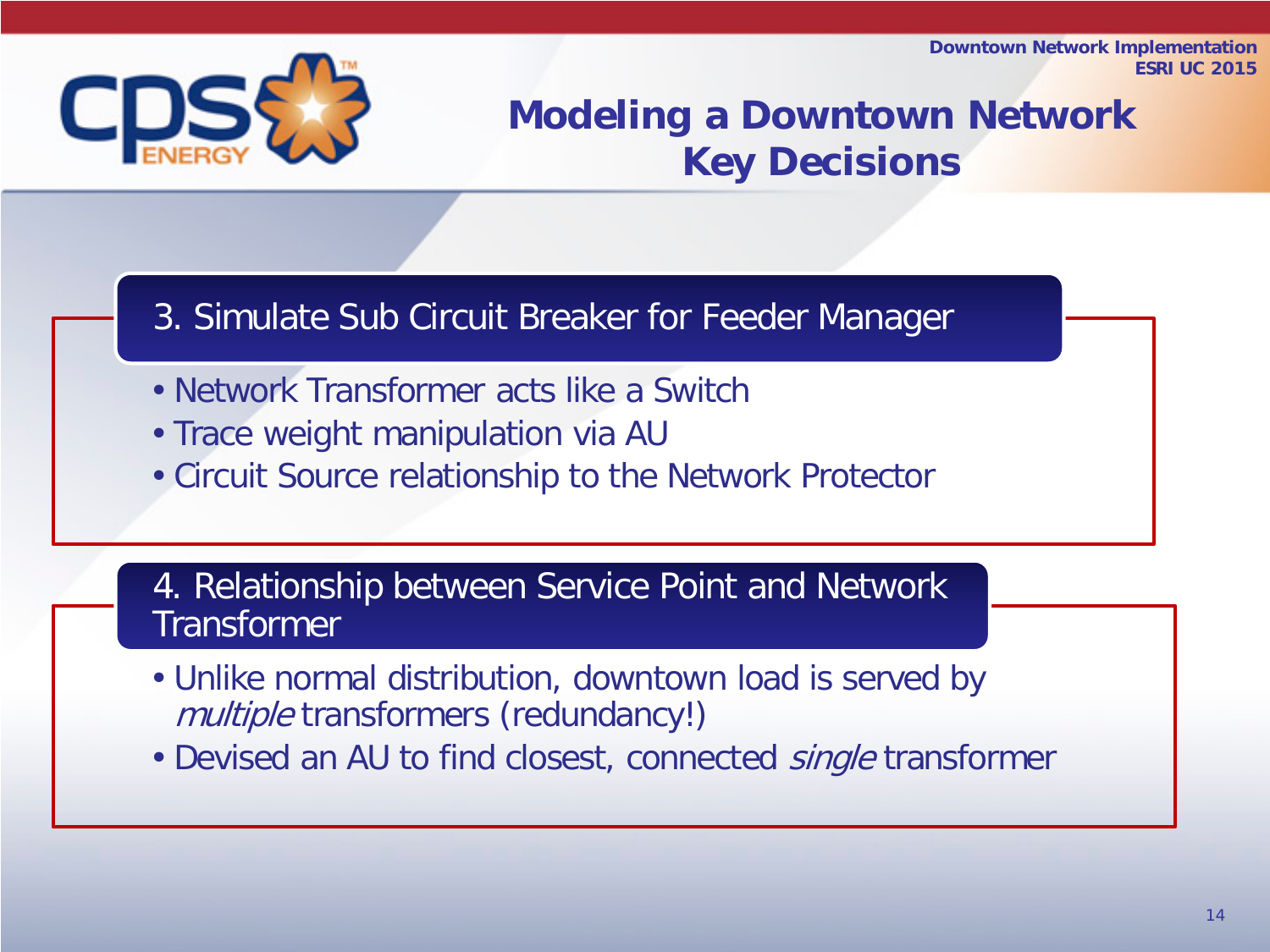# Modeling a Downtown Network
## Key Decisions

### 3. Simulate Sub Circuit Breaker for Feeder Manager

- Network Transformer acts like a Switch
- Trace weight manipulation via AU
- Circuit Source relationship to the Network Protector

### 4. Relationship between Service Point and Network Transformer

- Unlike normal distribution, downtown load is served by *multiple* transformers (redundancy!)
- Devised an AU to find closest, connected *single* transformer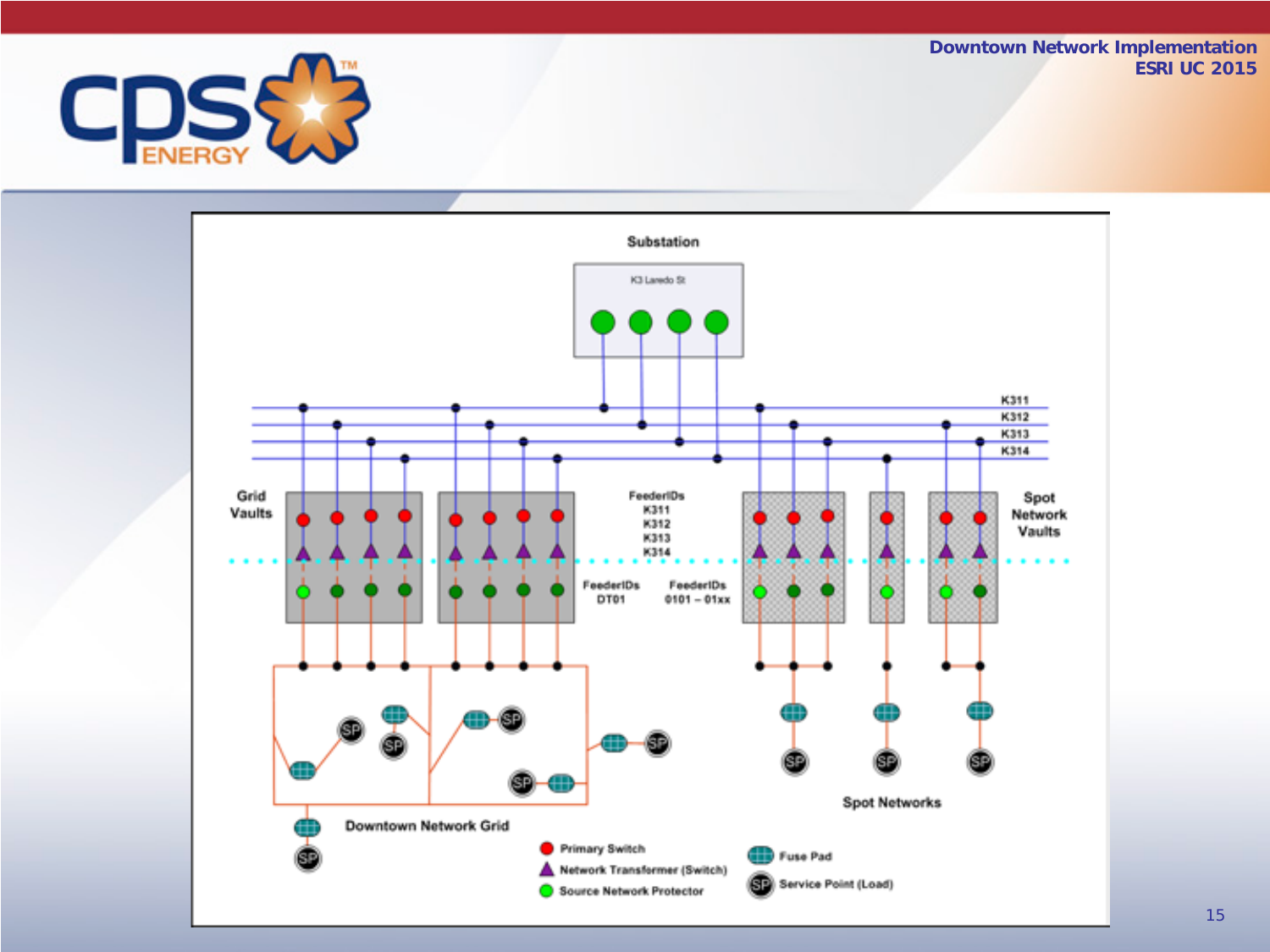Substation

K3 Laredo St

K311

K312

K313

K314

Grid Vaults

FeederIDs
K311
K312
K313
K314

Spot Network Vaults

FeederIDs
DT01

FeederIDs
0101 – 01xx

SP

Downtown Network Grid

Spot Networks

Primary Switch

Network Transformer (Switch)

Source Network Protector

Fuse Pad

Service Point (Load)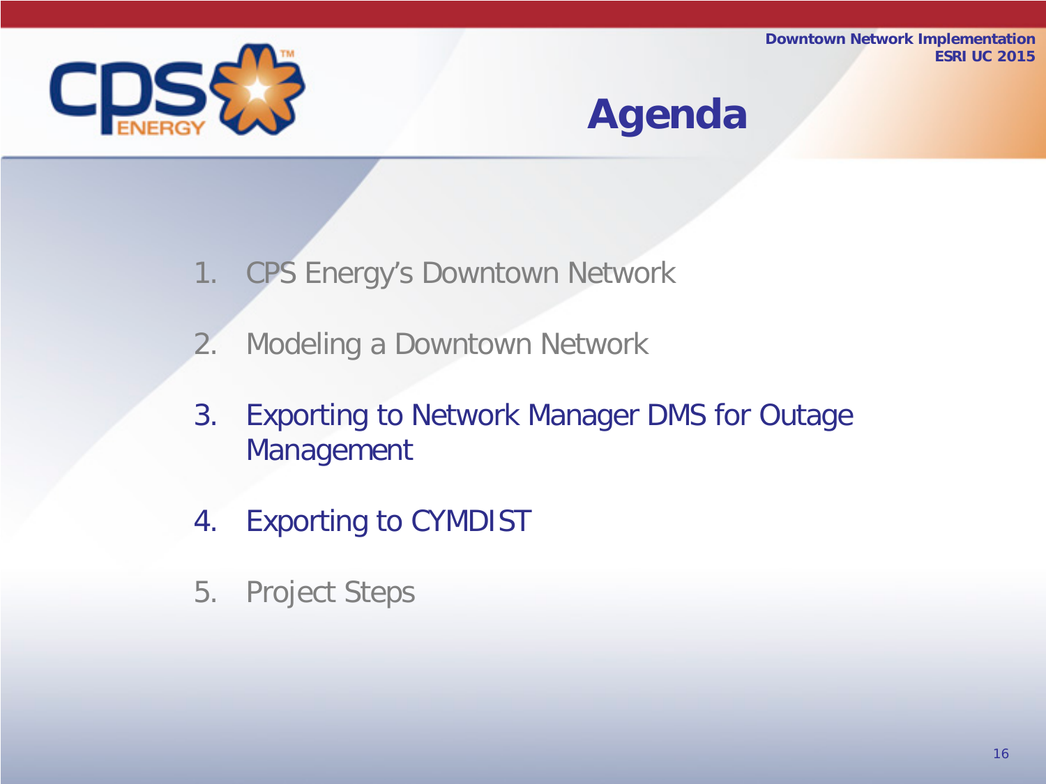# Agenda

1. CPS Energy's Downtown Network
2. Modeling a Downtown Network
3. Exporting to Network Manager DMS for Outage Management
4. Exporting to CYMDIST
5. Project Steps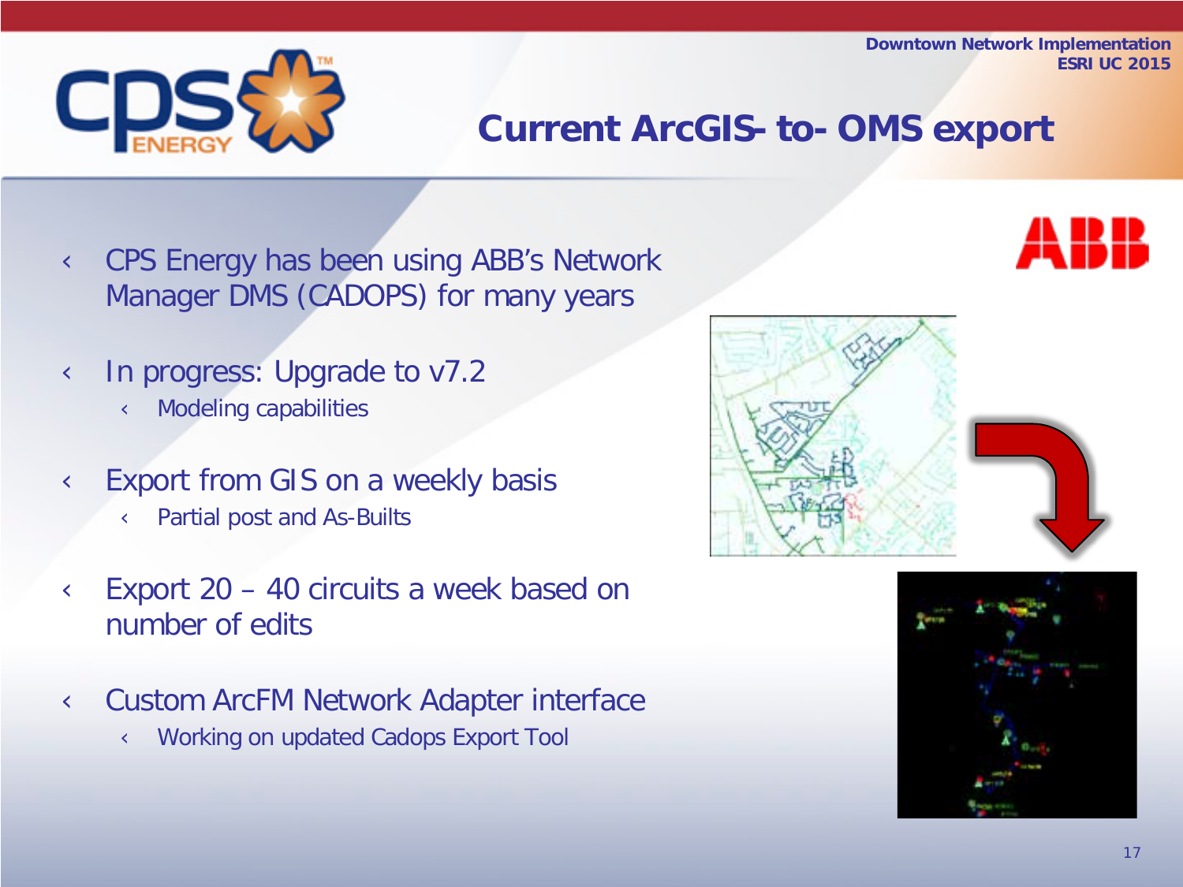# Current ArcGIS- to- OMS export

- CPS Energy has been using ABB's Network Manager DMS (CADOPS) for many years
- In progress: Upgrade to v7.2
  - Modeling capabilities
- Export from GIS on a weekly basis
  - Partial post and As-Builts
- Export 20 – 40 circuits a week based on number of edits
- Custom ArcFM Network Adapter interface
  - Working on updated Cadops Export Tool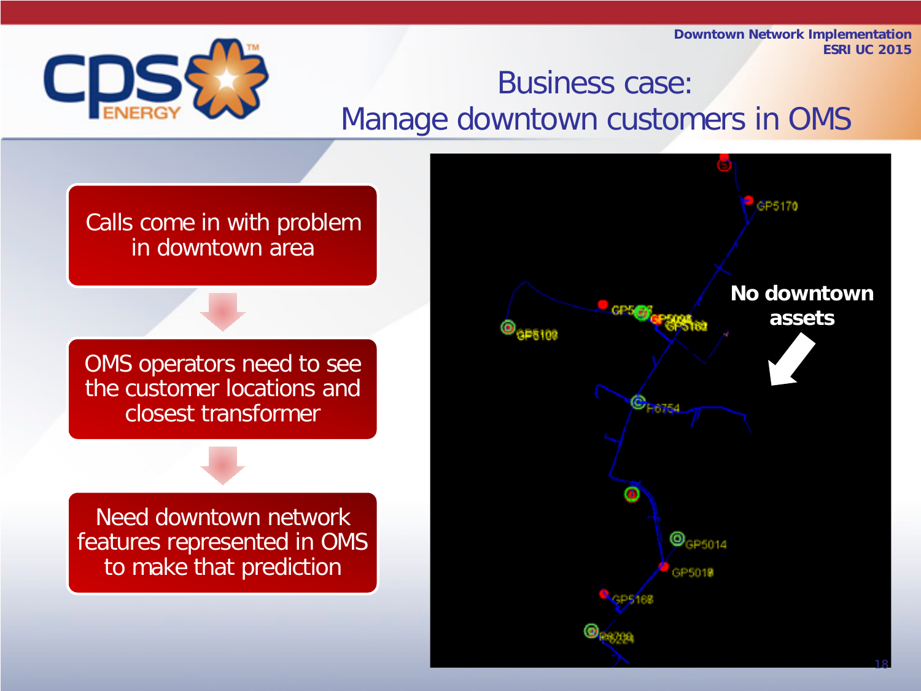# Business case: Manage downtown customers in OMS

Calls come in with problem in downtown area

OMS operators need to see the customer locations and closest transformer

Need downtown network features represented in OMS to make that prediction

**No downtown assets**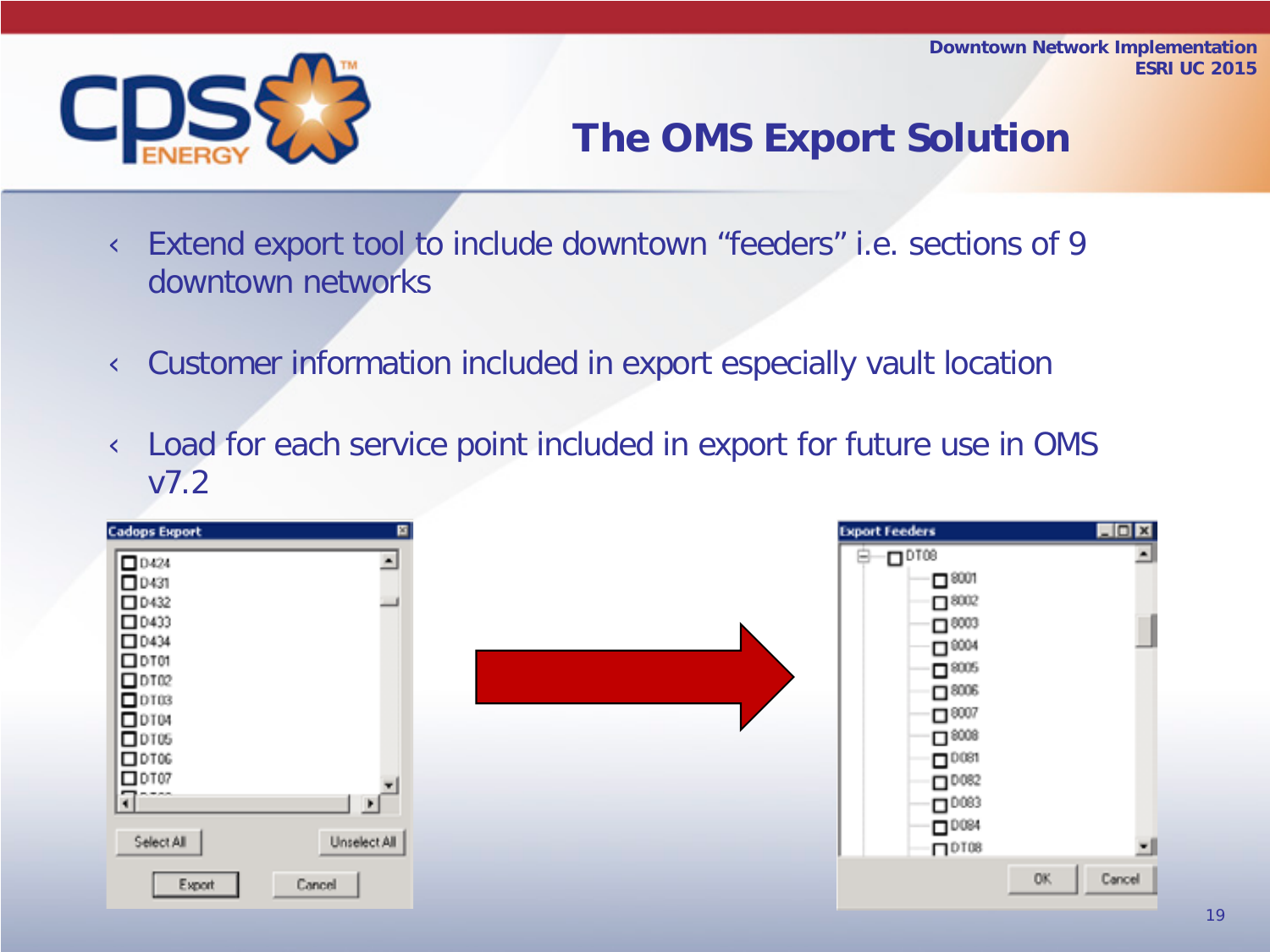## The OMS Export Solution

- Extend export tool to include downtown "feeders" i.e. sections of 9 downtown networks
- Customer information included in export especially vault location
- Load for each service point included in export for future use in OMS v7.2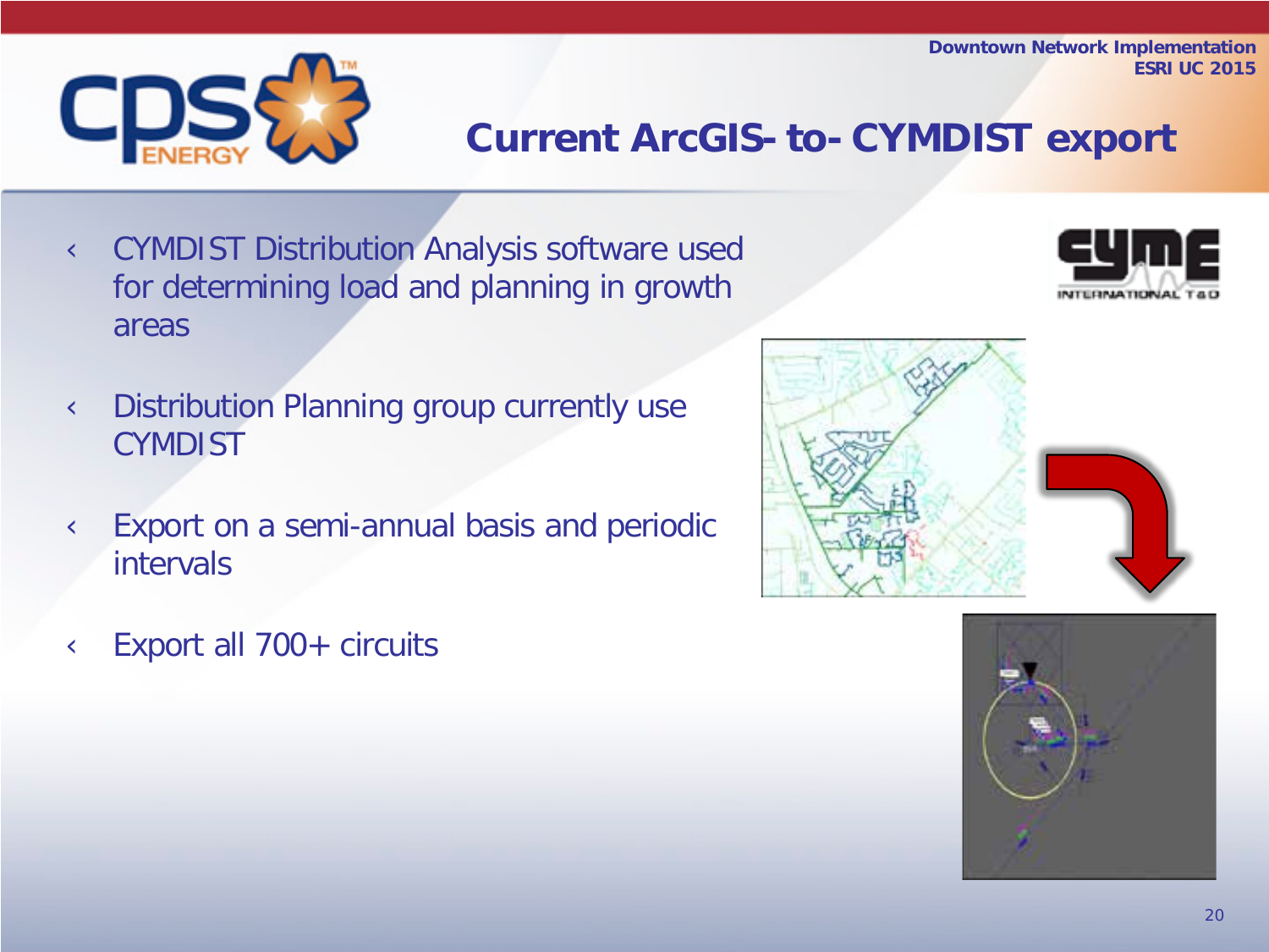# Current ArcGIS-to-CYMDIST export

- CYMDIST Distribution Analysis software used for determining load and planning in growth areas
- Distribution Planning group currently use CYMDIST
- Export on a semi-annual basis and periodic intervals
- Export all 700+ circuits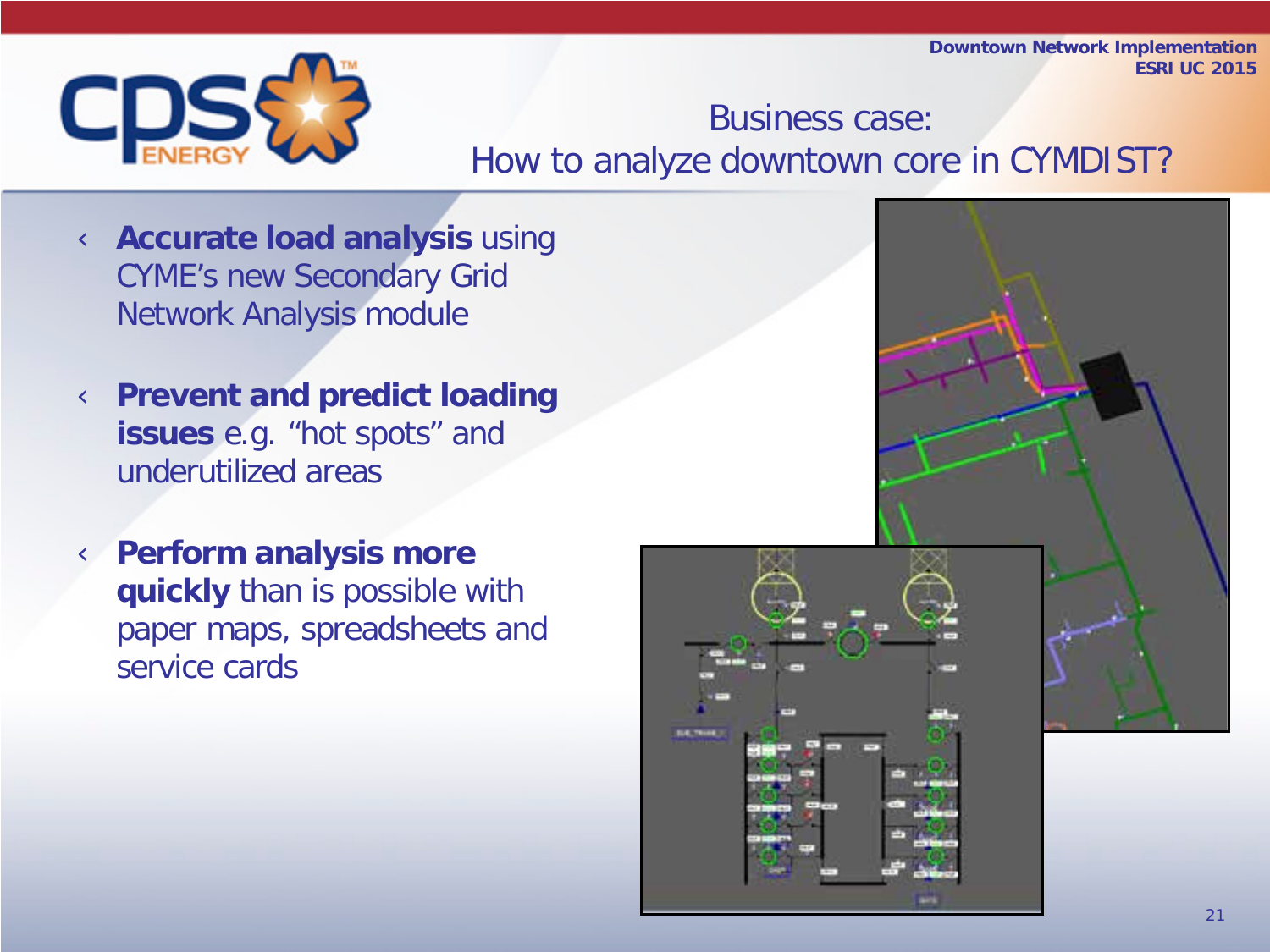# Business case: How to analyze downtown core in CYMDIST?

- **Accurate load analysis** using CYME's new Secondary Grid Network Analysis module
- **Prevent and predict loading issues** e.g. "hot spots" and underutilized areas
- **Perform analysis more quickly** than is possible with paper maps, spreadsheets and service cards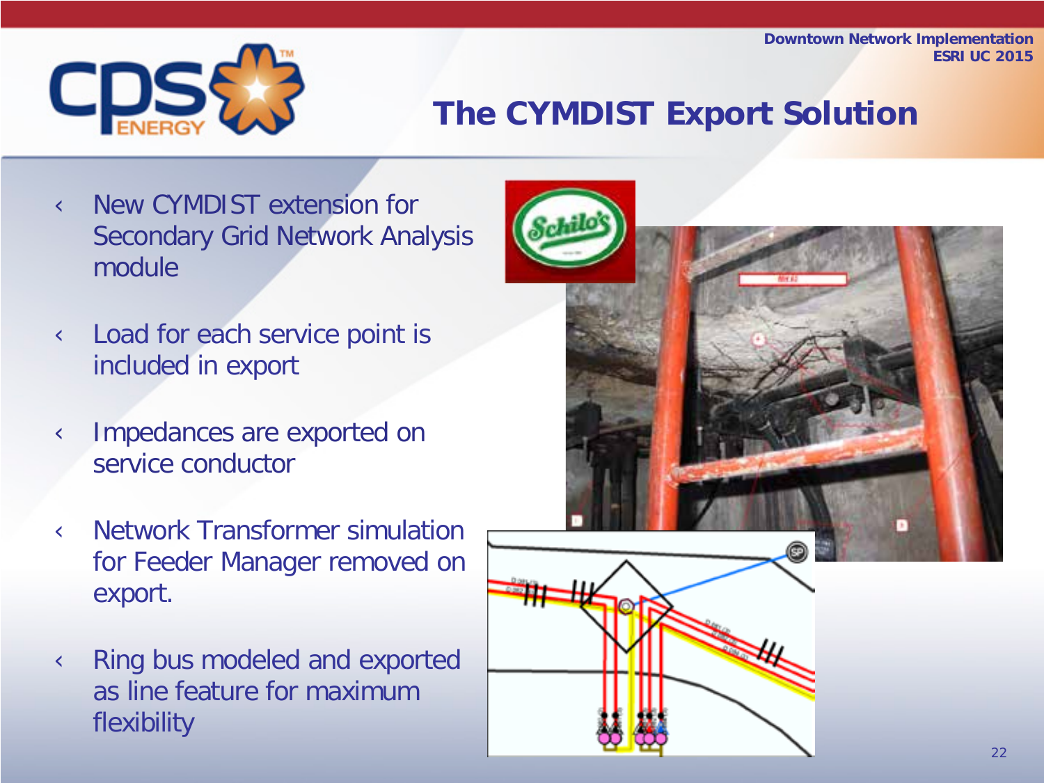# The CYMDIST Export Solution

- New CYMDIST extension for Secondary Grid Network Analysis module
- Load for each service point is included in export
- Impedances are exported on service conductor
- Network Transformer simulation for Feeder Manager removed on export.
- Ring bus modeled and exported as line feature for maximum flexibility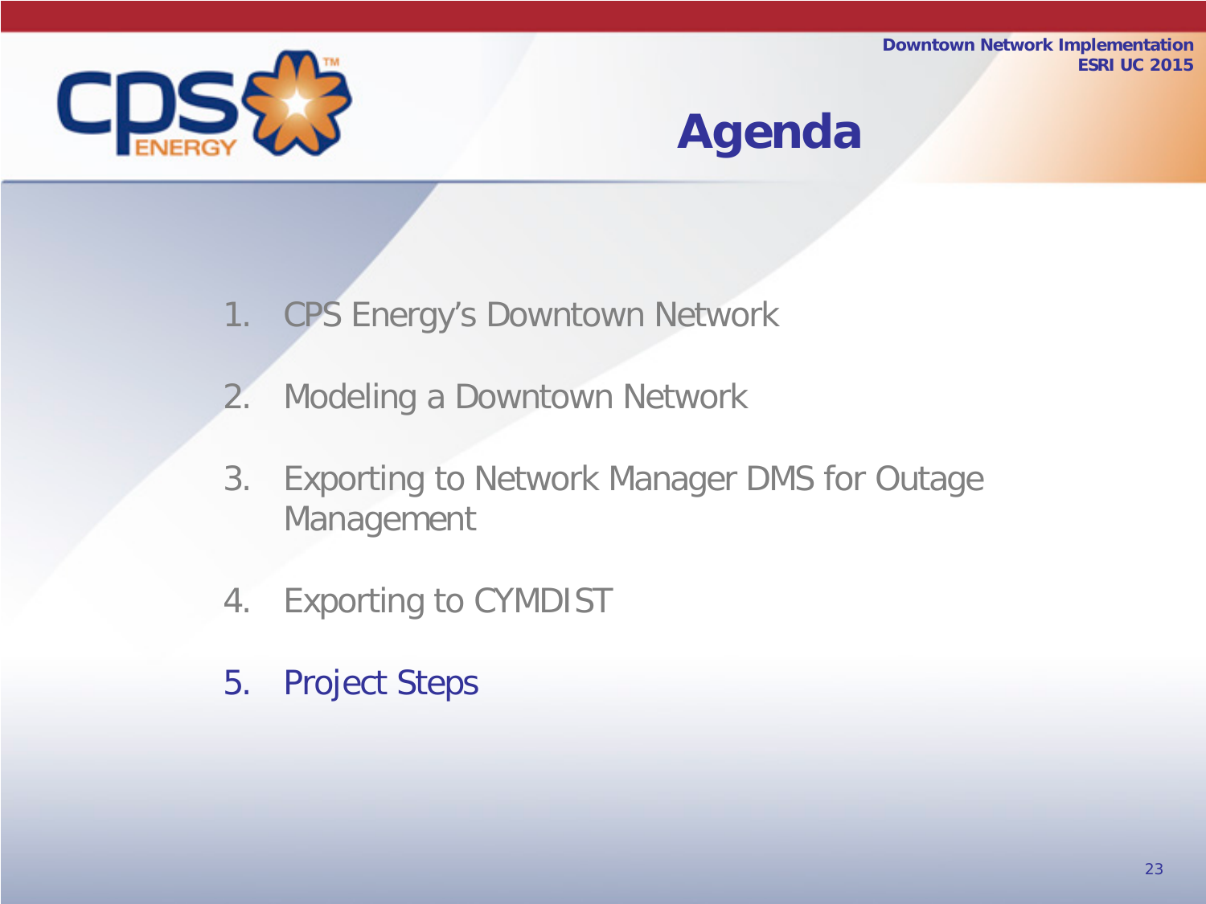# Agenda

1. CPS Energy's Downtown Network
2. Modeling a Downtown Network
3. Exporting to Network Manager DMS for Outage Management
4. Exporting to CYMDIST
5. Project Steps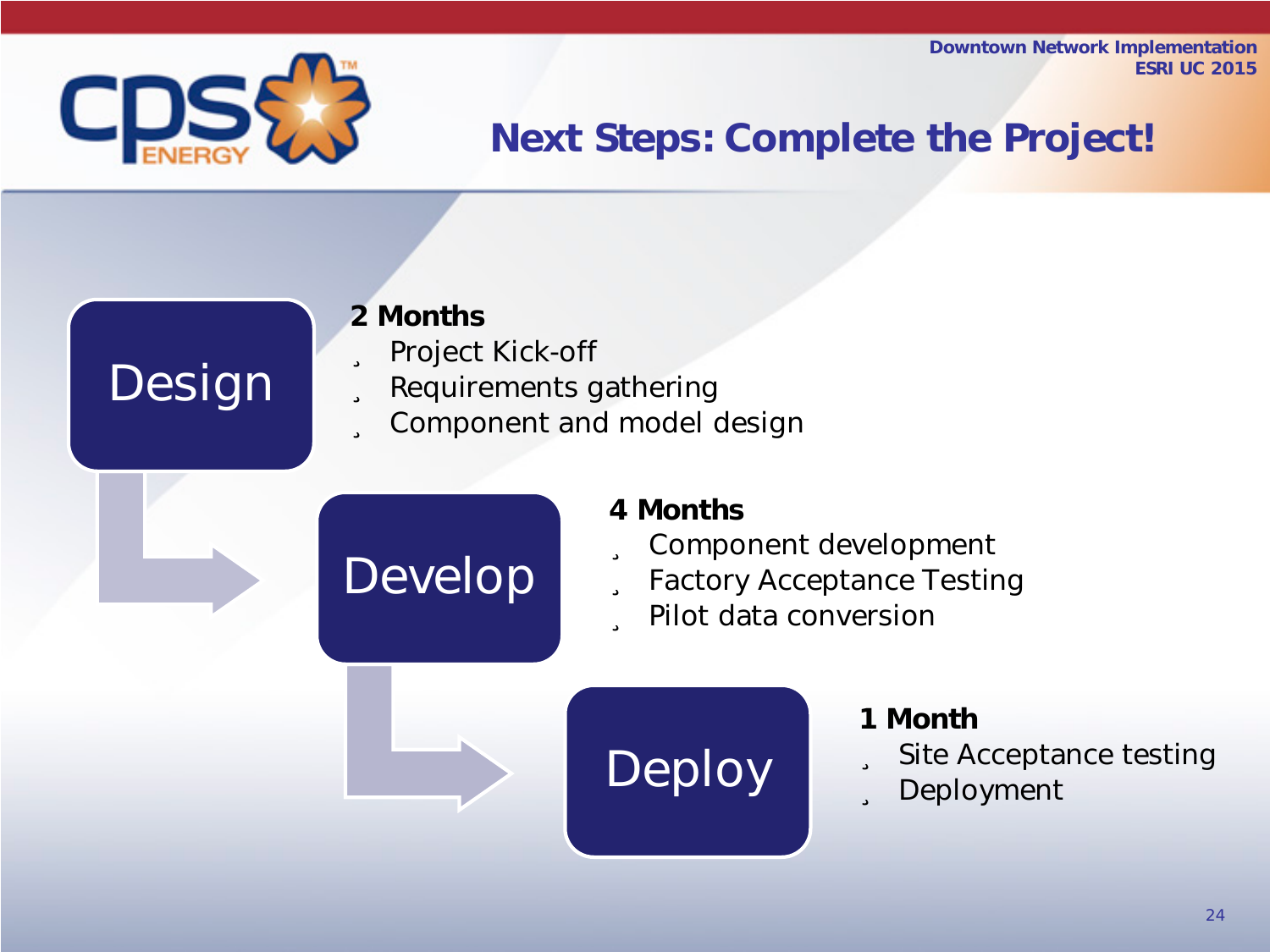# Next Steps: Complete the Project!

## Design

**2 Months**

- Project Kick-off
- Requirements gathering
- Component and model design

## Develop

**4 Months**

- Component development
- Factory Acceptance Testing
- Pilot data conversion

## Deploy

**1 Month**

- Site Acceptance testing
- Deployment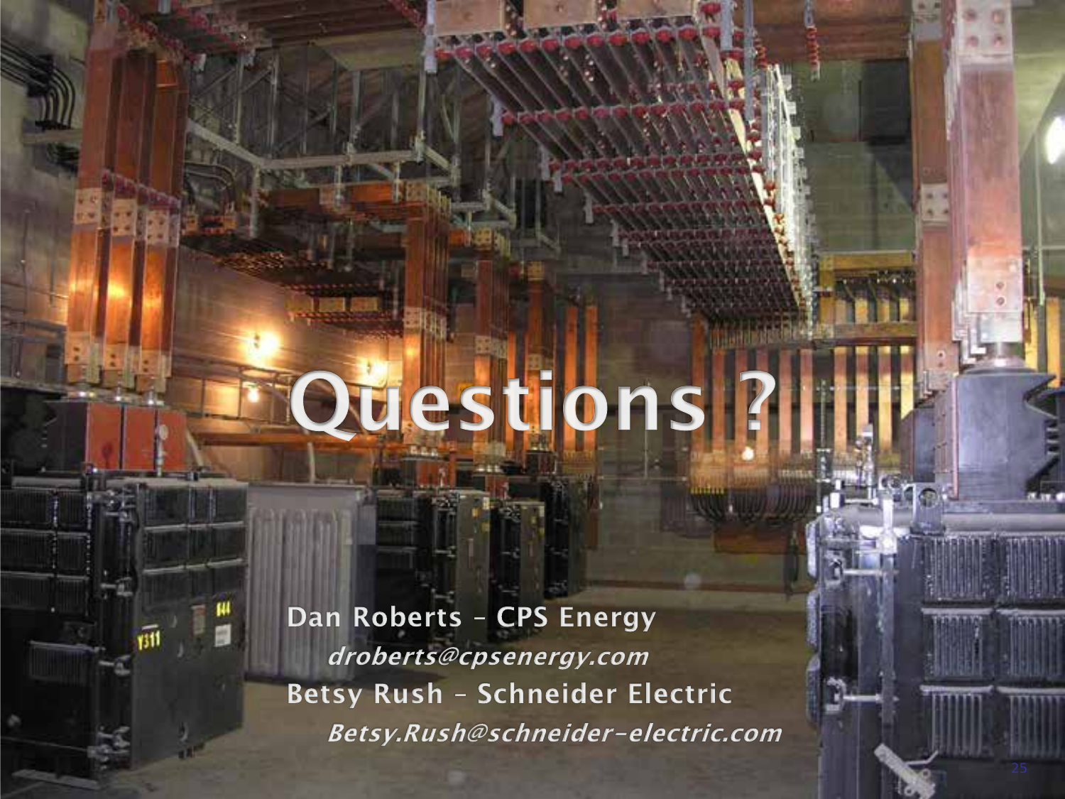# Questions ?

**Dan Roberts – CPS Energy**
*droberts@cpsenergy.com*
**Betsy Rush – Schneider Electric**
*Betsy.Rush@schneider-electric.com*